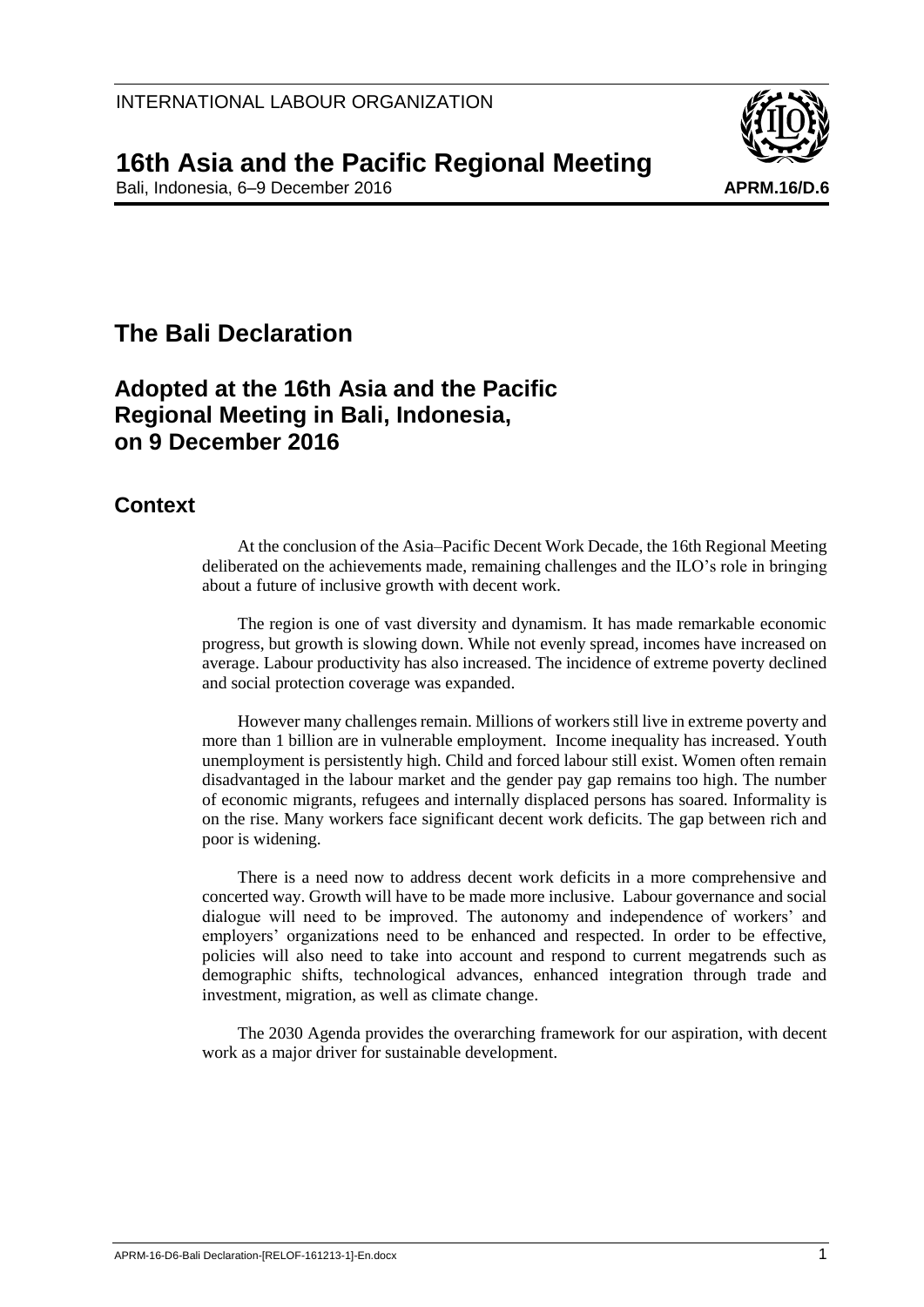INTERNATIONAL LABOUR ORGANIZATION

# 16th Asia and the Pacific Regional Meeting

Bali, Indonesia, 6–9 December 2016

**APRM.16/D.6**

## The Bali Declaration

## Adopted at the 16th Asia and the Pacific Regional Meeting in Bali, Indonesia, on 9 December 2016

## Context

At the conclusion of the Asia–Pacific Decent Work Decade, the 16th Regional Meeting deliberated on the achievements made, remaining challenges and the ILO's role in bringing about a future of inclusive growth with decent work.

The region is one of vast diversity and dynamism. It has made remarkable economic progress, but growth is slowing down. While not evenly spread, incomes have increased on average. Labour productivity has also increased. The incidence of extreme poverty declined and social protection coverage was expanded.

However many challenges remain. Millions of workers still live in extreme poverty and more than 1 billion are in vulnerable employment. Income inequality has increased. Youth unemployment is persistently high. Child and forced labour still exist. Women often remain disadvantaged in the labour market and the gender pay gap remains too high. The number of economic migrants, refugees and internally displaced persons has soared. Informality is on the rise. Many workers face significant decent work deficits. The gap between rich and poor is widening.

There is a need now to address decent work deficits in a more comprehensive and concerted way. Growth will have to be made more inclusive. Labour governance and social dialogue will need to be improved. The autonomy and independence of workers' and employers' organizations need to be enhanced and respected. In order to be effective, policies will also need to take into account and respond to current megatrends such as demographic shifts, technological advances, enhanced integration through trade and investment, migration, as well as climate change.

The 2030 Agenda provides the overarching framework for our aspiration, with decent work as a major driver for sustainable development.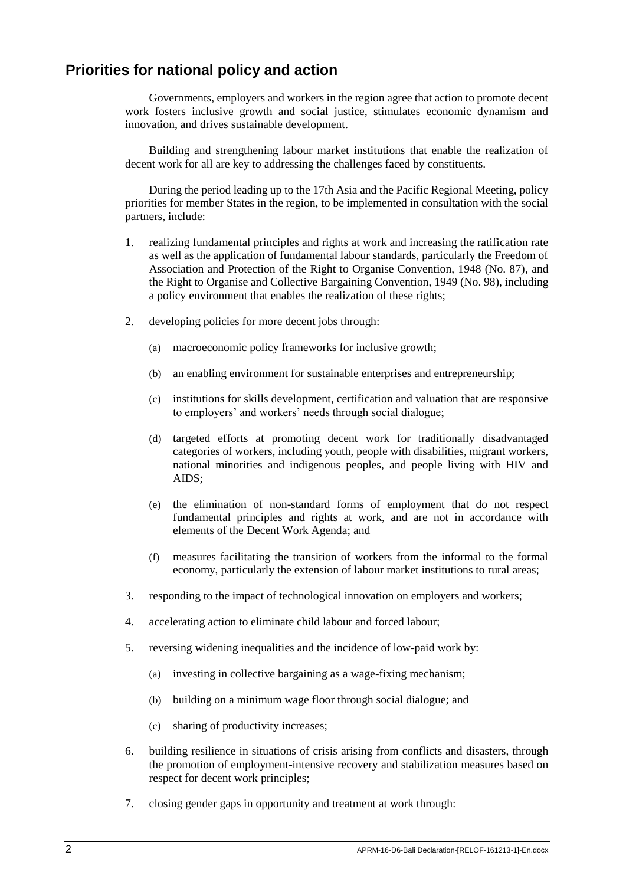## Priorities for national policy and action

Governments, employers and workers in the region agree that action to promote decent work fosters inclusive growth and social justice, stimulates economic dynamism and innovation, and drives sustainable development.

Building and strengthening labour market institutions that enable the realization of decent work for all are key to addressing the challenges faced by constituents.

During the period leading up to the 17th Asia and the Pacific Regional Meeting, policy priorities for member States in the region, to be implemented in consultation with the social partners, include:

1. realizing fundamental principles and rights at work and increasing the ratification rate as well as the application of fundamental labour standards, particularly the Freedom of Association and Protection of the Right to Organise Convention, 1948 (No. 87), and the Right to Organise and Collective Bargaining Convention, 1949 (No. 98), including a policy environment that enables the realization of these rights;

2. developing policies for more decent jobs through:

   (a) macroeconomic policy frameworks for inclusive growth;

   (b) an enabling environment for sustainable enterprises and entrepreneurship;

   (c) institutions for skills development, certification and valuation that are responsive to employers' and workers' needs through social dialogue;

   (d) targeted efforts at promoting decent work for traditionally disadvantaged categories of workers, including youth, people with disabilities, migrant workers, national minorities and indigenous peoples, and people living with HIV and AIDS;

   (e) the elimination of non-standard forms of employment that do not respect fundamental principles and rights at work, and are not in accordance with elements of the Decent Work Agenda; and

   (f) measures facilitating the transition of workers from the informal to the formal economy, particularly the extension of labour market institutions to rural areas;

3. responding to the impact of technological innovation on employers and workers;

4. accelerating action to eliminate child labour and forced labour;

5. reversing widening inequalities and the incidence of low-paid work by:

   (a) investing in collective bargaining as a wage-fixing mechanism;

   (b) building on a minimum wage floor through social dialogue; and

   (c) sharing of productivity increases;

6. building resilience in situations of crisis arising from conflicts and disasters, through the promotion of employment-intensive recovery and stabilization measures based on respect for decent work principles;

7. closing gender gaps in opportunity and treatment at work through: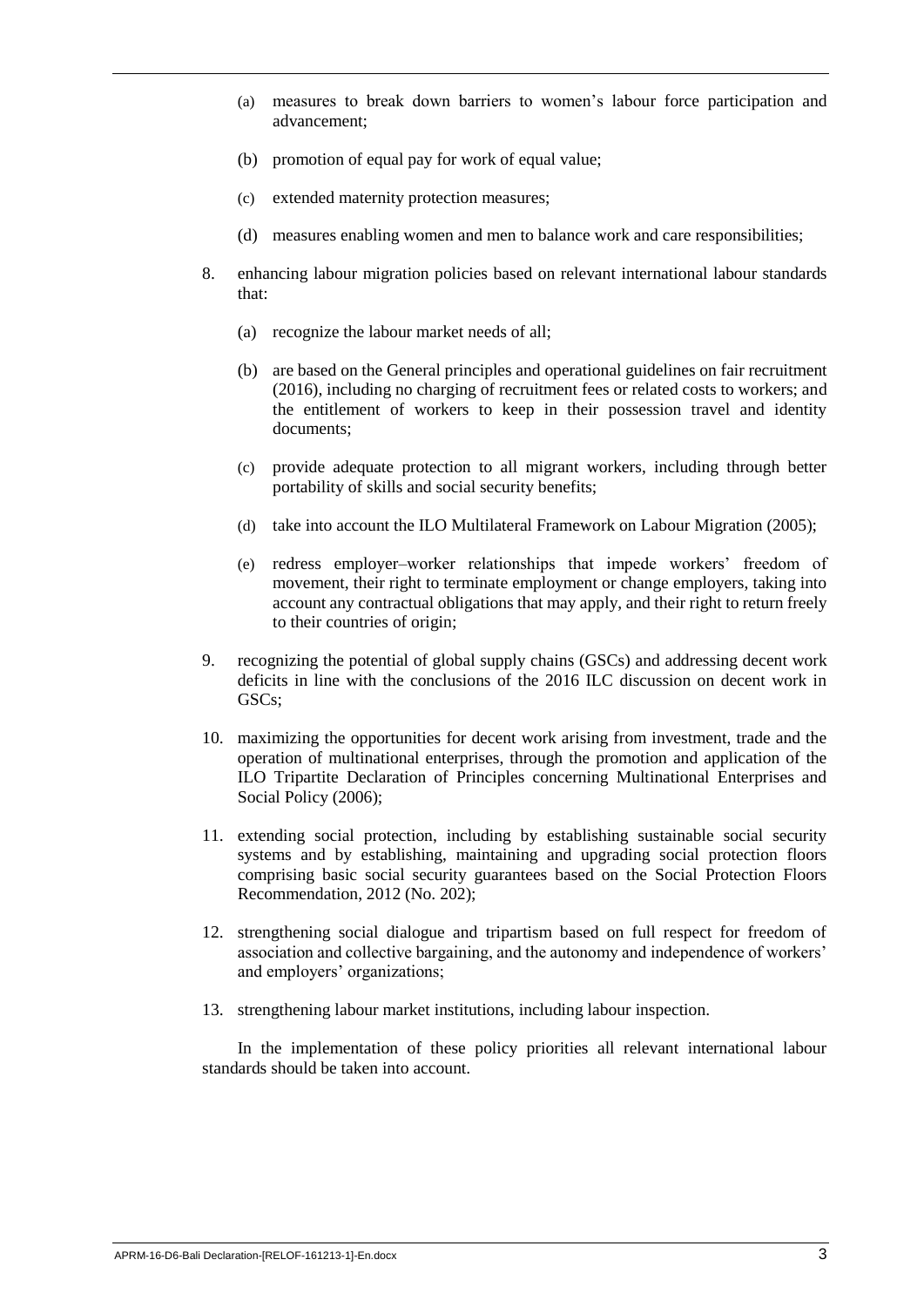(a) measures to break down barriers to women's labour force participation and advancement;

(b) promotion of equal pay for work of equal value;

(c) extended maternity protection measures;

(d) measures enabling women and men to balance work and care responsibilities;

8. enhancing labour migration policies based on relevant international labour standards that:

   (a) recognize the labour market needs of all;

   (b) are based on the General principles and operational guidelines on fair recruitment (2016), including no charging of recruitment fees or related costs to workers; and the entitlement of workers to keep in their possession travel and identity documents;

   (c) provide adequate protection to all migrant workers, including through better portability of skills and social security benefits;

   (d) take into account the ILO Multilateral Framework on Labour Migration (2005);

   (e) redress employer–worker relationships that impede workers' freedom of movement, their right to terminate employment or change employers, taking into account any contractual obligations that may apply, and their right to return freely to their countries of origin;

9. recognizing the potential of global supply chains (GSCs) and addressing decent work deficits in line with the conclusions of the 2016 ILC discussion on decent work in GSCs;

10. maximizing the opportunities for decent work arising from investment, trade and the operation of multinational enterprises, through the promotion and application of the ILO Tripartite Declaration of Principles concerning Multinational Enterprises and Social Policy (2006);

11. extending social protection, including by establishing sustainable social security systems and by establishing, maintaining and upgrading social protection floors comprising basic social security guarantees based on the Social Protection Floors Recommendation, 2012 (No. 202);

12. strengthening social dialogue and tripartism based on full respect for freedom of association and collective bargaining, and the autonomy and independence of workers' and employers' organizations;

13. strengthening labour market institutions, including labour inspection.

In the implementation of these policy priorities all relevant international labour standards should be taken into account.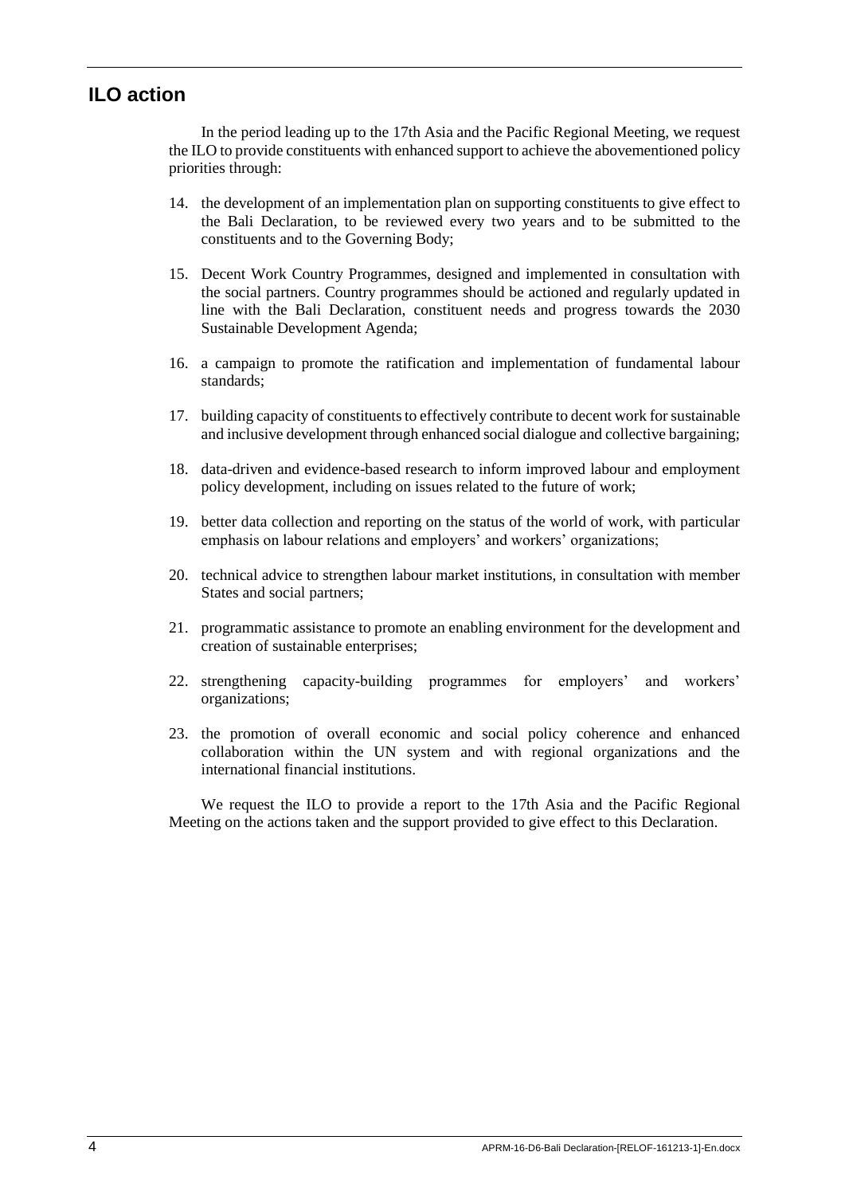## ILO action

In the period leading up to the 17th Asia and the Pacific Regional Meeting, we request the ILO to provide constituents with enhanced support to achieve the abovementioned policy priorities through:

14. the development of an implementation plan on supporting constituents to give effect to the Bali Declaration, to be reviewed every two years and to be submitted to the constituents and to the Governing Body;
15. Decent Work Country Programmes, designed and implemented in consultation with the social partners. Country programmes should be actioned and regularly updated in line with the Bali Declaration, constituent needs and progress towards the 2030 Sustainable Development Agenda;
16. a campaign to promote the ratification and implementation of fundamental labour standards;
17. building capacity of constituents to effectively contribute to decent work for sustainable and inclusive development through enhanced social dialogue and collective bargaining;
18. data-driven and evidence-based research to inform improved labour and employment policy development, including on issues related to the future of work;
19. better data collection and reporting on the status of the world of work, with particular emphasis on labour relations and employers' and workers' organizations;
20. technical advice to strengthen labour market institutions, in consultation with member States and social partners;
21. programmatic assistance to promote an enabling environment for the development and creation of sustainable enterprises;
22. strengthening capacity-building programmes for employers' and workers' organizations;
23. the promotion of overall economic and social policy coherence and enhanced collaboration within the UN system and with regional organizations and the international financial institutions.

We request the ILO to provide a report to the 17th Asia and the Pacific Regional Meeting on the actions taken and the support provided to give effect to this Declaration.